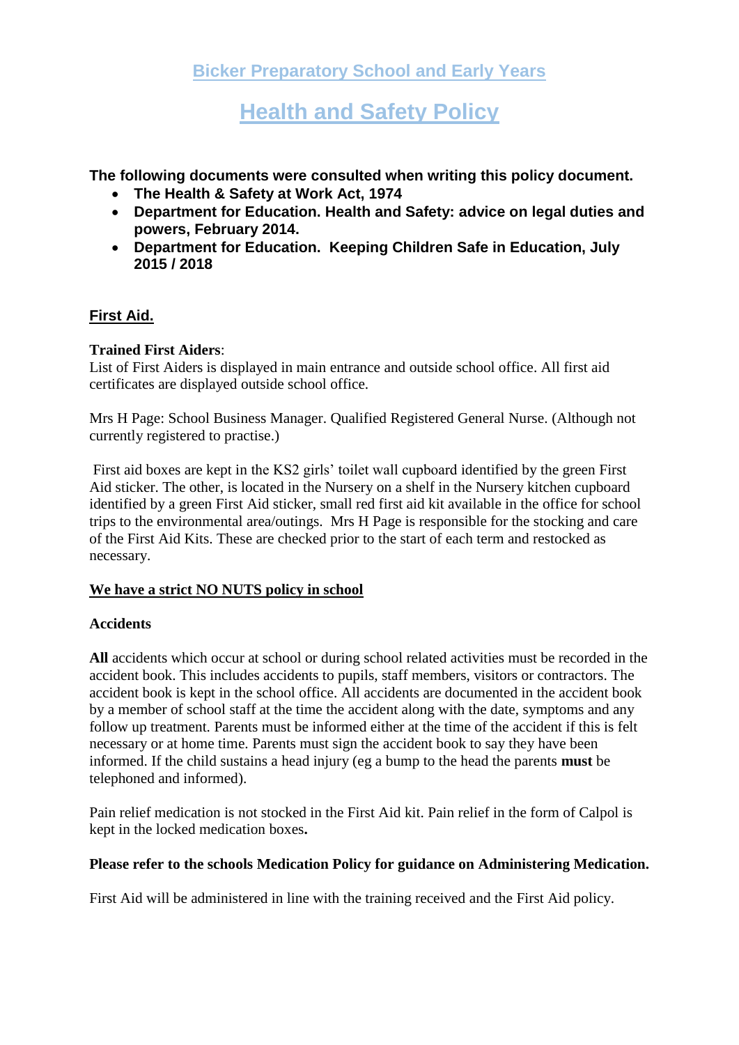# Bicker Preparatory School and Early Years

# Health and Safety Policy

**The following documents were consulted when writing this policy document.**

- **The Health & Safety at Work Act, 1974**
- **Department for Education. Health and Safety: advice on legal duties and powers, February 2014.**
- **Department for Education. Keeping Children Safe in Education, July 2015 / 2018**

## First Aid.

**Trained First Aiders**:
List of First Aiders is displayed in main entrance and outside school office. All first aid certificates are displayed outside school office.

Mrs H Page: School Business Manager. Qualified Registered General Nurse. (Although not currently registered to practise.)

First aid boxes are kept in the KS2 girls' toilet wall cupboard identified by the green First Aid sticker. The other, is located in the Nursery on a shelf in the Nursery kitchen cupboard identified by a green First Aid sticker, small red first aid kit available in the office for school trips to the environmental area/outings. Mrs H Page is responsible for the stocking and care of the First Aid Kits. These are checked prior to the start of each term and restocked as necessary.

**We have a strict NO NUTS policy in school**

**Accidents**

**All** accidents which occur at school or during school related activities must be recorded in the accident book. This includes accidents to pupils, staff members, visitors or contractors. The accident book is kept in the school office. All accidents are documented in the accident book by a member of school staff at the time the accident along with the date, symptoms and any follow up treatment. Parents must be informed either at the time of the accident if this is felt necessary or at home time. Parents must sign the accident book to say they have been informed. If the child sustains a head injury (eg a bump to the head the parents **must** be telephoned and informed).

Pain relief medication is not stocked in the First Aid kit. Pain relief in the form of Calpol is kept in the locked medication boxes**.**

**Please refer to the schools Medication Policy for guidance on Administering Medication.**

First Aid will be administered in line with the training received and the First Aid policy.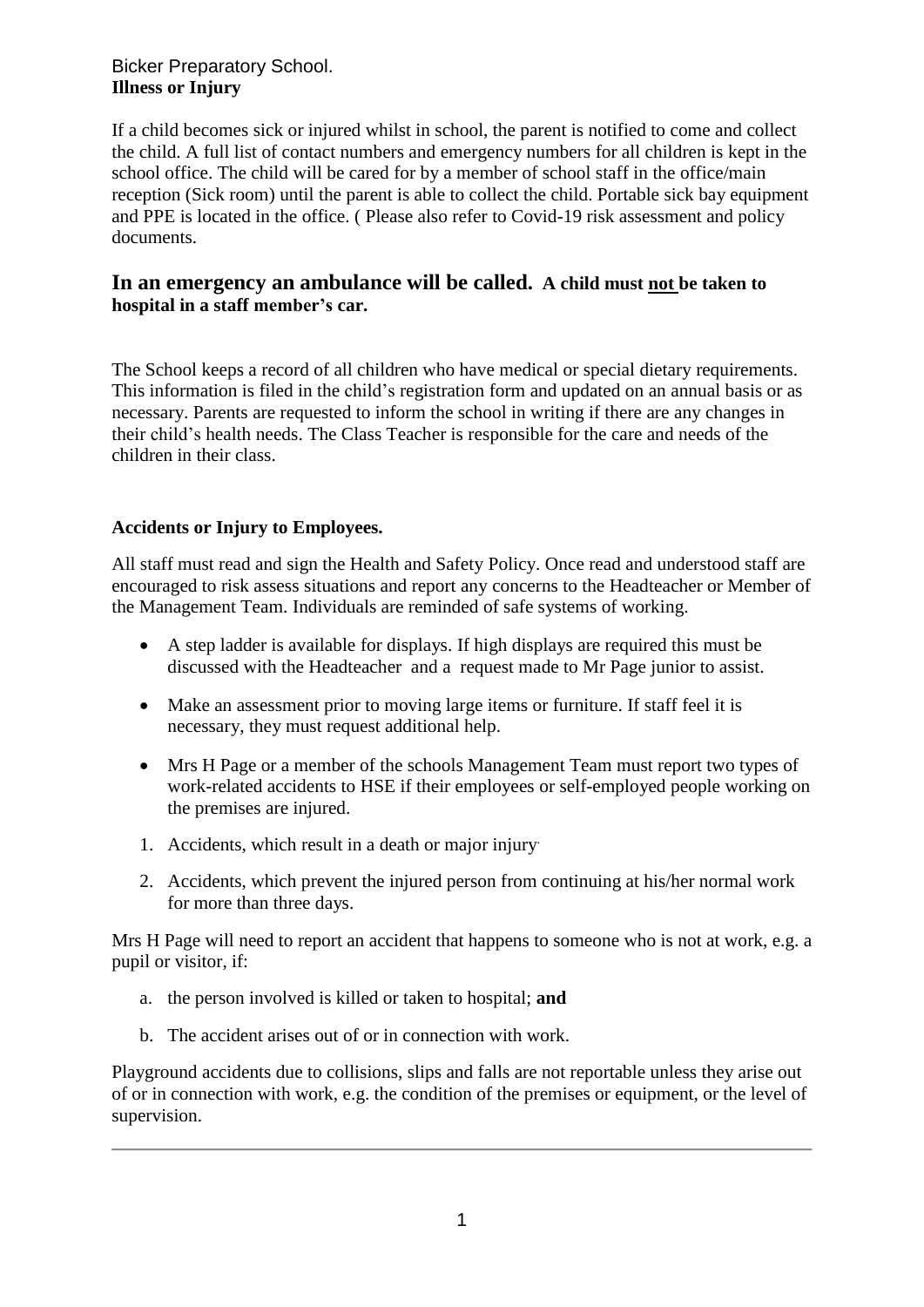Bicker Preparatory School.

**Illness or Injury**

If a child becomes sick or injured whilst in school, the parent is notified to come and collect the child. A full list of contact numbers and emergency numbers for all children is kept in the school office. The child will be cared for by a member of school staff in the office/main reception (Sick room) until the parent is able to collect the child. Portable sick bay equipment and PPE is located in the office. ( Please also refer to Covid-19 risk assessment and policy documents.

## In an emergency an ambulance will be called. **A child must <u>not</u> be taken to hospital in a staff member's car.**

The School keeps a record of all children who have medical or special dietary requirements. This information is filed in the child's registration form and updated on an annual basis or as necessary. Parents are requested to inform the school in writing if there are any changes in their child's health needs. The Class Teacher is responsible for the care and needs of the children in their class.

**Accidents or Injury to Employees.**

All staff must read and sign the Health and Safety Policy. Once read and understood staff are encouraged to risk assess situations and report any concerns to the Headteacher or Member of the Management Team. Individuals are reminded of safe systems of working.

- A step ladder is available for displays. If high displays are required this must be discussed with the Headteacher and a request made to Mr Page junior to assist.
- Make an assessment prior to moving large items or furniture. If staff feel it is necessary, they must request additional help.
- Mrs H Page or a member of the schools Management Team must report two types of work-related accidents to HSE if their employees or self-employed people working on the premises are injured.

1. Accidents, which result in a death or major injury.
2. Accidents, which prevent the injured person from continuing at his/her normal work for more than three days.

Mrs H Page will need to report an accident that happens to someone who is not at work, e.g. a pupil or visitor, if:

a. the person involved is killed or taken to hospital; **and**
b. The accident arises out of or in connection with work.

Playground accidents due to collisions, slips and falls are not reportable unless they arise out of or in connection with work, e.g. the condition of the premises or equipment, or the level of supervision.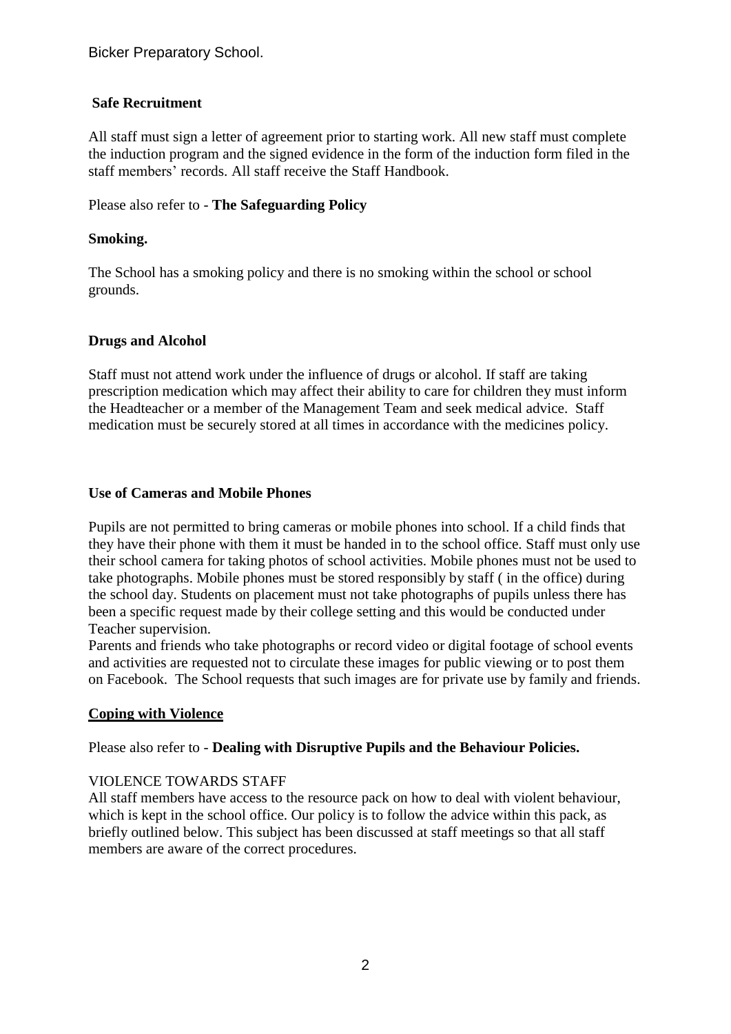## Safe Recruitment

All staff must sign a letter of agreement prior to starting work. All new staff must complete the induction program and the signed evidence in the form of the induction form filed in the staff members' records. All staff receive the Staff Handbook.

Please also refer to - **The Safeguarding Policy**

## Smoking.

The School has a smoking policy and there is no smoking within the school or school grounds.

## Drugs and Alcohol

Staff must not attend work under the influence of drugs or alcohol. If staff are taking prescription medication which may affect their ability to care for children they must inform the Headteacher or a member of the Management Team and seek medical advice. Staff medication must be securely stored at all times in accordance with the medicines policy.

## Use of Cameras and Mobile Phones

Pupils are not permitted to bring cameras or mobile phones into school. If a child finds that they have their phone with them it must be handed in to the school office. Staff must only use their school camera for taking photos of school activities. Mobile phones must not be used to take photographs. Mobile phones must be stored responsibly by staff ( in the office) during the school day. Students on placement must not take photographs of pupils unless there has been a specific request made by their college setting and this would be conducted under Teacher supervision.

Parents and friends who take photographs or record video or digital footage of school events and activities are requested not to circulate these images for public viewing or to post them on Facebook. The School requests that such images are for private use by family and friends.

## Coping with Violence

Please also refer to - **Dealing with Disruptive Pupils and the Behaviour Policies.**

VIOLENCE TOWARDS STAFF

All staff members have access to the resource pack on how to deal with violent behaviour, which is kept in the school office. Our policy is to follow the advice within this pack, as briefly outlined below. This subject has been discussed at staff meetings so that all staff members are aware of the correct procedures.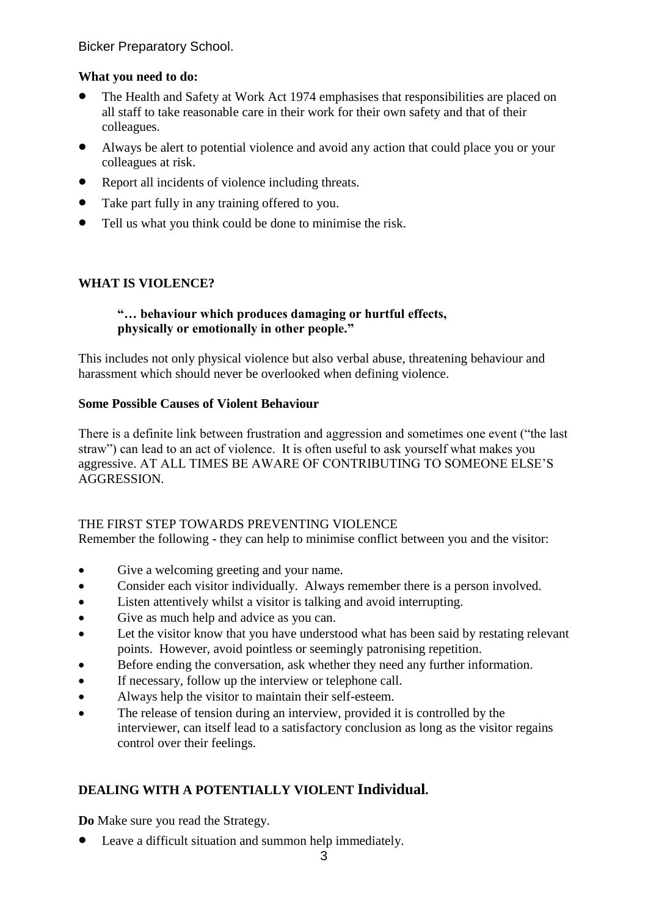**What you need to do:**

- The Health and Safety at Work Act 1974 emphasises that responsibilities are placed on all staff to take reasonable care in their work for their own safety and that of their colleagues.
- Always be alert to potential violence and avoid any action that could place you or your colleagues at risk.
- Report all incidents of violence including threats.
- Take part fully in any training offered to you.
- Tell us what you think could be done to minimise the risk.

## WHAT IS VIOLENCE?

> **"… behaviour which produces damaging or hurtful effects, physically or emotionally in other people."**

This includes not only physical violence but also verbal abuse, threatening behaviour and harassment which should never be overlooked when defining violence.

### Some Possible Causes of Violent Behaviour

There is a definite link between frustration and aggression and sometimes one event ("the last straw") can lead to an act of violence. It is often useful to ask yourself what makes you aggressive. AT ALL TIMES BE AWARE OF CONTRIBUTING TO SOMEONE ELSE'S AGGRESSION.

THE FIRST STEP TOWARDS PREVENTING VIOLENCE

Remember the following - they can help to minimise conflict between you and the visitor:

- Give a welcoming greeting and your name.
- Consider each visitor individually. Always remember there is a person involved.
- Listen attentively whilst a visitor is talking and avoid interrupting.
- Give as much help and advice as you can.
- Let the visitor know that you have understood what has been said by restating relevant points. However, avoid pointless or seemingly patronising repetition.
- Before ending the conversation, ask whether they need any further information.
- If necessary, follow up the interview or telephone call.
- Always help the visitor to maintain their self-esteem.
- The release of tension during an interview, provided it is controlled by the interviewer, can itself lead to a satisfactory conclusion as long as the visitor regains control over their feelings.

## DEALING WITH A POTENTIALLY VIOLENT Individual.

**Do** Make sure you read the Strategy.

- Leave a difficult situation and summon help immediately.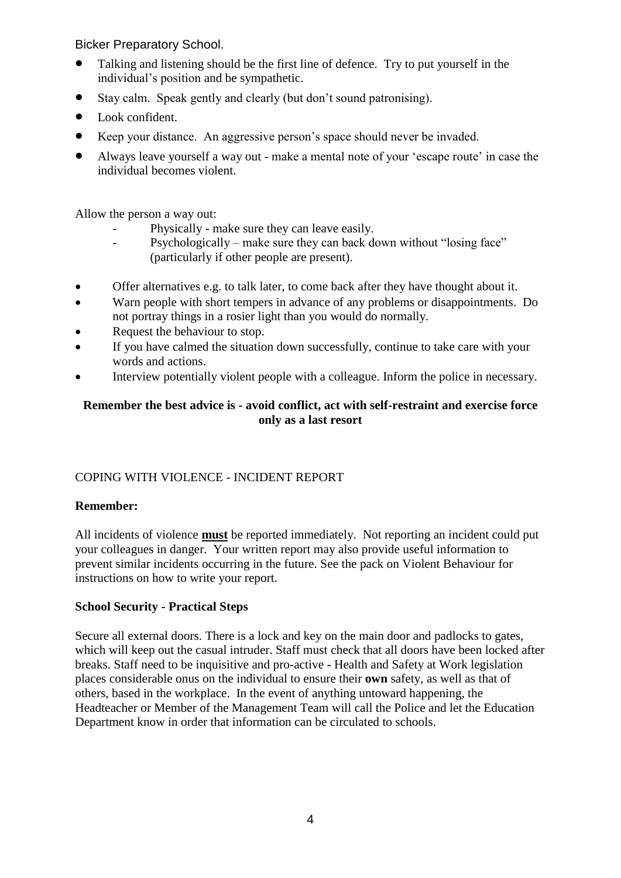- Talking and listening should be the first line of defence. Try to put yourself in the individual's position and be sympathetic.
- Stay calm. Speak gently and clearly (but don't sound patronising).
- Look confident.
- Keep your distance. An aggressive person's space should never be invaded.
- Always leave yourself a way out - make a mental note of your 'escape route' in case the individual becomes violent.

Allow the person a way out:

- Physically - make sure they can leave easily.
- Psychologically – make sure they can back down without "losing face" (particularly if other people are present).

- Offer alternatives e.g. to talk later, to come back after they have thought about it.
- Warn people with short tempers in advance of any problems or disappointments. Do not portray things in a rosier light than you would do normally.
- Request the behaviour to stop.
- If you have calmed the situation down successfully, continue to take care with your words and actions.
- Interview potentially violent people with a colleague. Inform the police in necessary.

**Remember the best advice is - avoid conflict, act with self-restraint and exercise force only as a last resort**

COPING WITH VIOLENCE - INCIDENT REPORT

**Remember:**

All incidents of violence **must** be reported immediately. Not reporting an incident could put your colleagues in danger. Your written report may also provide useful information to prevent similar incidents occurring in the future. See the pack on Violent Behaviour for instructions on how to write your report.

**School Security - Practical Steps**

Secure all external doors. There is a lock and key on the main door and padlocks to gates, which will keep out the casual intruder. Staff must check that all doors have been locked after breaks. Staff need to be inquisitive and pro-active - Health and Safety at Work legislation places considerable onus on the individual to ensure their **own** safety, as well as that of others, based in the workplace. In the event of anything untoward happening, the Headteacher or Member of the Management Team will call the Police and let the Education Department know in order that information can be circulated to schools.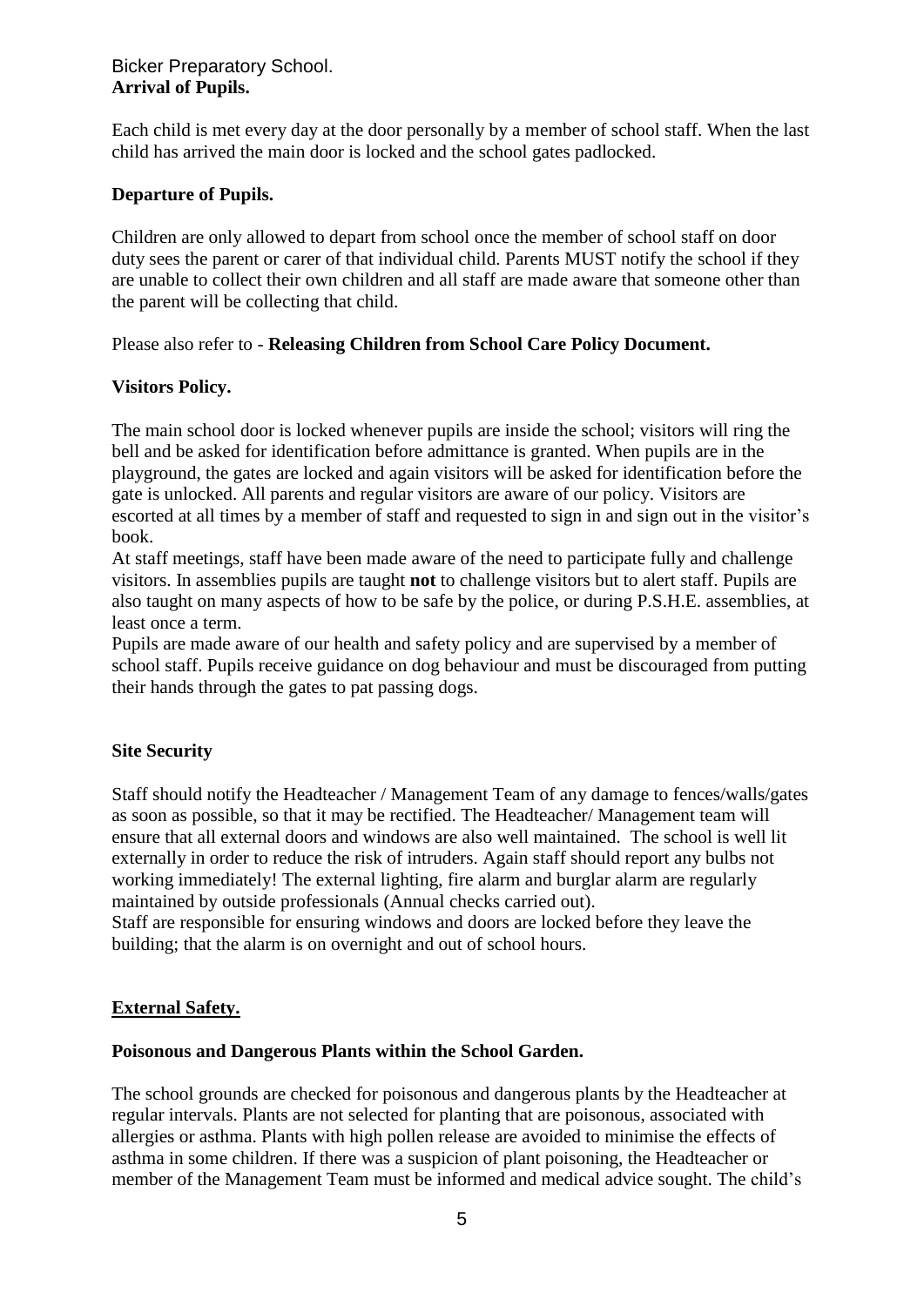Bicker Preparatory School.

**Arrival of Pupils.**

Each child is met every day at the door personally by a member of school staff. When the last child has arrived the main door is locked and the school gates padlocked.

**Departure of Pupils.**

Children are only allowed to depart from school once the member of school staff on door duty sees the parent or carer of that individual child. Parents MUST notify the school if they are unable to collect their own children and all staff are made aware that someone other than the parent will be collecting that child.

Please also refer to - **Releasing Children from School Care Policy Document.**

**Visitors Policy.**

The main school door is locked whenever pupils are inside the school; visitors will ring the bell and be asked for identification before admittance is granted. When pupils are in the playground, the gates are locked and again visitors will be asked for identification before the gate is unlocked. All parents and regular visitors are aware of our policy. Visitors are escorted at all times by a member of staff and requested to sign in and sign out in the visitor's book.

At staff meetings, staff have been made aware of the need to participate fully and challenge visitors. In assemblies pupils are taught **not** to challenge visitors but to alert staff. Pupils are also taught on many aspects of how to be safe by the police, or during P.S.H.E. assemblies, at least once a term.

Pupils are made aware of our health and safety policy and are supervised by a member of school staff. Pupils receive guidance on dog behaviour and must be discouraged from putting their hands through the gates to pat passing dogs.

**Site Security**

Staff should notify the Headteacher / Management Team of any damage to fences/walls/gates as soon as possible, so that it may be rectified. The Headteacher/ Management team will ensure that all external doors and windows are also well maintained. The school is well lit externally in order to reduce the risk of intruders. Again staff should report any bulbs not working immediately! The external lighting, fire alarm and burglar alarm are regularly maintained by outside professionals (Annual checks carried out).

Staff are responsible for ensuring windows and doors are locked before they leave the building; that the alarm is on overnight and out of school hours.

**External Safety.**

**Poisonous and Dangerous Plants within the School Garden.**

The school grounds are checked for poisonous and dangerous plants by the Headteacher at regular intervals. Plants are not selected for planting that are poisonous, associated with allergies or asthma. Plants with high pollen release are avoided to minimise the effects of asthma in some children. If there was a suspicion of plant poisoning, the Headteacher or member of the Management Team must be informed and medical advice sought. The child's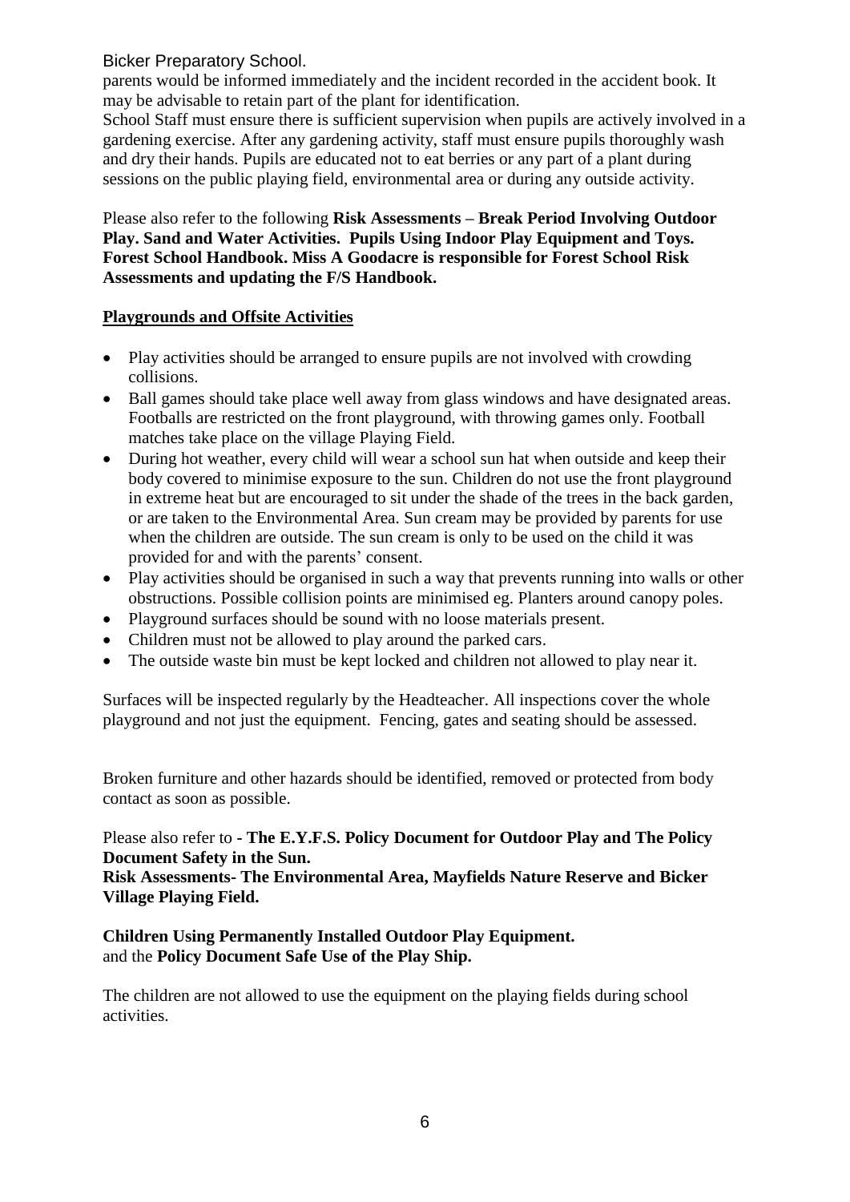parents would be informed immediately and the incident recorded in the accident book. It may be advisable to retain part of the plant for identification.

School Staff must ensure there is sufficient supervision when pupils are actively involved in a gardening exercise. After any gardening activity, staff must ensure pupils thoroughly wash and dry their hands. Pupils are educated not to eat berries or any part of a plant during sessions on the public playing field, environmental area or during any outside activity.

Please also refer to the following **Risk Assessments – Break Period Involving Outdoor Play. Sand and Water Activities. Pupils Using Indoor Play Equipment and Toys. Forest School Handbook. Miss A Goodacre is responsible for Forest School Risk Assessments and updating the F/S Handbook.**

## Playgrounds and Offsite Activities

- Play activities should be arranged to ensure pupils are not involved with crowding collisions.
- Ball games should take place well away from glass windows and have designated areas. Footballs are restricted on the front playground, with throwing games only. Football matches take place on the village Playing Field.
- During hot weather, every child will wear a school sun hat when outside and keep their body covered to minimise exposure to the sun. Children do not use the front playground in extreme heat but are encouraged to sit under the shade of the trees in the back garden, or are taken to the Environmental Area. Sun cream may be provided by parents for use when the children are outside. The sun cream is only to be used on the child it was provided for and with the parents' consent.
- Play activities should be organised in such a way that prevents running into walls or other obstructions. Possible collision points are minimised eg. Planters around canopy poles.
- Playground surfaces should be sound with no loose materials present.
- Children must not be allowed to play around the parked cars.
- The outside waste bin must be kept locked and children not allowed to play near it.

Surfaces will be inspected regularly by the Headteacher. All inspections cover the whole playground and not just the equipment. Fencing, gates and seating should be assessed.

Broken furniture and other hazards should be identified, removed or protected from body contact as soon as possible.

Please also refer to **- The E.Y.F.S. Policy Document for Outdoor Play and The Policy Document Safety in the Sun.**
**Risk Assessments- The Environmental Area, Mayfields Nature Reserve and Bicker Village Playing Field.**

**Children Using Permanently Installed Outdoor Play Equipment.**
and the **Policy Document Safe Use of the Play Ship.**

The children are not allowed to use the equipment on the playing fields during school activities.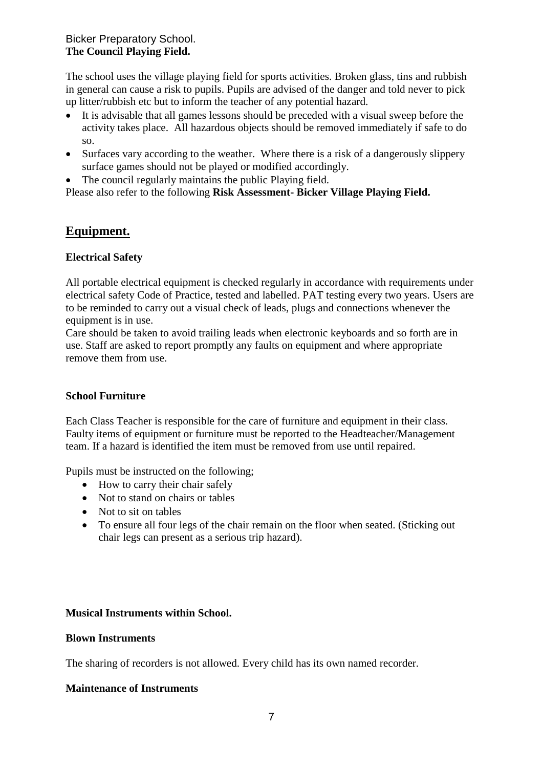Bicker Preparatory School.
**The Council Playing Field.**

The school uses the village playing field for sports activities. Broken glass, tins and rubbish in general can cause a risk to pupils. Pupils are advised of the danger and told never to pick up litter/rubbish etc but to inform the teacher of any potential hazard.

- It is advisable that all games lessons should be preceded with a visual sweep before the activity takes place. All hazardous objects should be removed immediately if safe to do so.
- Surfaces vary according to the weather. Where there is a risk of a dangerously slippery surface games should not be played or modified accordingly.
- The council regularly maintains the public Playing field.

Please also refer to the following **Risk Assessment- Bicker Village Playing Field.**

## Equipment.

**Electrical Safety**

All portable electrical equipment is checked regularly in accordance with requirements under electrical safety Code of Practice, tested and labelled. PAT testing every two years. Users are to be reminded to carry out a visual check of leads, plugs and connections whenever the equipment is in use.
Care should be taken to avoid trailing leads when electronic keyboards and so forth are in use. Staff are asked to report promptly any faults on equipment and where appropriate remove them from use.

**School Furniture**

Each Class Teacher is responsible for the care of furniture and equipment in their class. Faulty items of equipment or furniture must be reported to the Headteacher/Management team. If a hazard is identified the item must be removed from use until repaired.

Pupils must be instructed on the following;

- How to carry their chair safely
- Not to stand on chairs or tables
- Not to sit on tables
- To ensure all four legs of the chair remain on the floor when seated. (Sticking out chair legs can present as a serious trip hazard).

**Musical Instruments within School.**

**Blown Instruments**

The sharing of recorders is not allowed. Every child has its own named recorder.

**Maintenance of Instruments**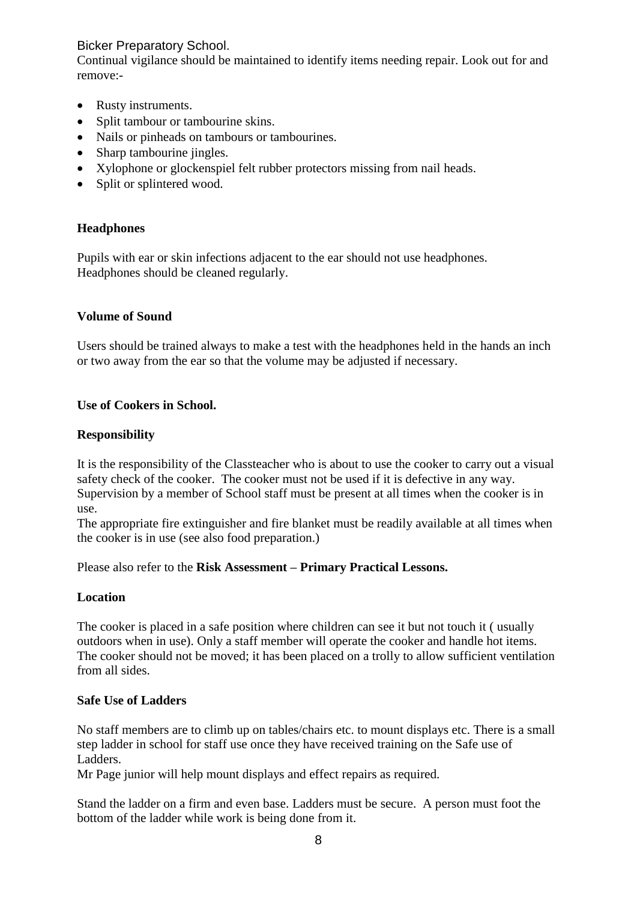Continual vigilance should be maintained to identify items needing repair. Look out for and remove:-

- Rusty instruments.
- Split tambour or tambourine skins.
- Nails or pinheads on tambours or tambourines.
- Sharp tambourine jingles.
- Xylophone or glockenspiel felt rubber protectors missing from nail heads.
- Split or splintered wood.

**Headphones**

Pupils with ear or skin infections adjacent to the ear should not use headphones.
Headphones should be cleaned regularly.

**Volume of Sound**

Users should be trained always to make a test with the headphones held in the hands an inch or two away from the ear so that the volume may be adjusted if necessary.

**Use of Cookers in School.**

**Responsibility**

It is the responsibility of the Classteacher who is about to use the cooker to carry out a visual safety check of the cooker. The cooker must not be used if it is defective in any way. Supervision by a member of School staff must be present at all times when the cooker is in use.
The appropriate fire extinguisher and fire blanket must be readily available at all times when the cooker is in use (see also food preparation.)

Please also refer to the **Risk Assessment – Primary Practical Lessons.**

**Location**

The cooker is placed in a safe position where children can see it but not touch it ( usually outdoors when in use). Only a staff member will operate the cooker and handle hot items. The cooker should not be moved; it has been placed on a trolly to allow sufficient ventilation from all sides.

**Safe Use of Ladders**

No staff members are to climb up on tables/chairs etc. to mount displays etc. There is a small step ladder in school for staff use once they have received training on the Safe use of Ladders.
Mr Page junior will help mount displays and effect repairs as required.

Stand the ladder on a firm and even base. Ladders must be secure. A person must foot the bottom of the ladder while work is being done from it.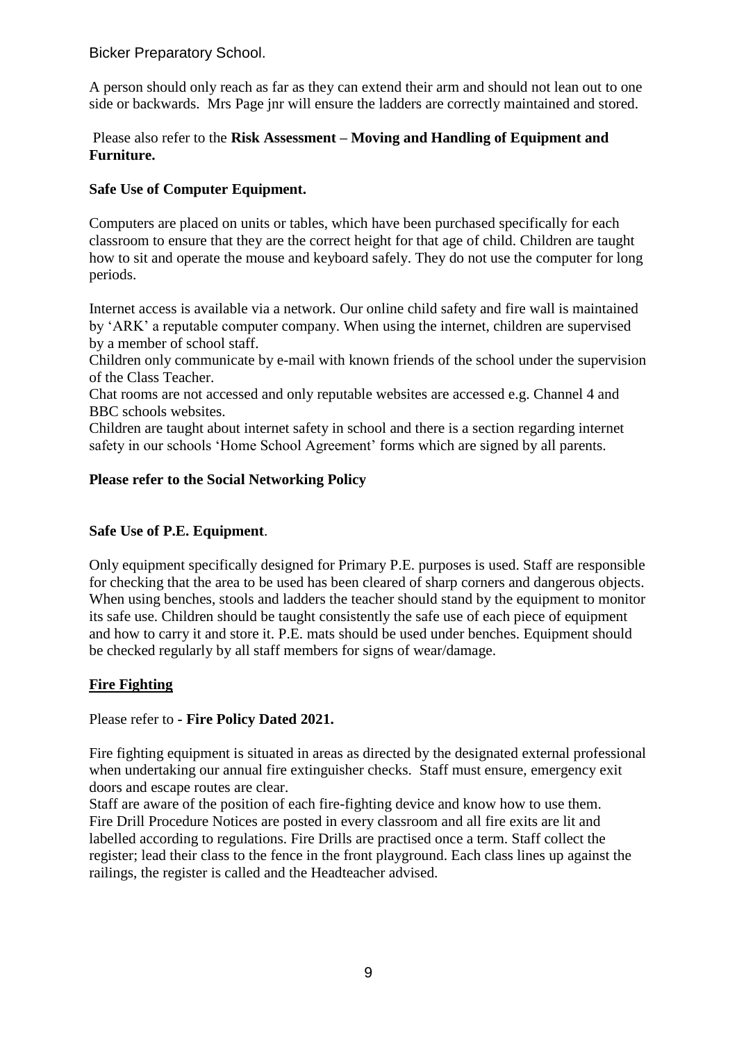A person should only reach as far as they can extend their arm and should not lean out to one side or backwards. Mrs Page jnr will ensure the ladders are correctly maintained and stored.

Please also refer to the **Risk Assessment – Moving and Handling of Equipment and Furniture.**

**Safe Use of Computer Equipment.**

Computers are placed on units or tables, which have been purchased specifically for each classroom to ensure that they are the correct height for that age of child. Children are taught how to sit and operate the mouse and keyboard safely. They do not use the computer for long periods.

Internet access is available via a network. Our online child safety and fire wall is maintained by 'ARK' a reputable computer company. When using the internet, children are supervised by a member of school staff.
Children only communicate by e-mail with known friends of the school under the supervision of the Class Teacher.
Chat rooms are not accessed and only reputable websites are accessed e.g. Channel 4 and BBC schools websites.
Children are taught about internet safety in school and there is a section regarding internet safety in our schools 'Home School Agreement' forms which are signed by all parents.

**Please refer to the Social Networking Policy**

**Safe Use of P.E. Equipment**.

Only equipment specifically designed for Primary P.E. purposes is used. Staff are responsible for checking that the area to be used has been cleared of sharp corners and dangerous objects. When using benches, stools and ladders the teacher should stand by the equipment to monitor its safe use. Children should be taught consistently the safe use of each piece of equipment and how to carry it and store it. P.E. mats should be used under benches. Equipment should be checked regularly by all staff members for signs of wear/damage.

**Fire Fighting**

Please refer to **- Fire Policy Dated 2021.**

Fire fighting equipment is situated in areas as directed by the designated external professional when undertaking our annual fire extinguisher checks. Staff must ensure, emergency exit doors and escape routes are clear.
Staff are aware of the position of each fire-fighting device and know how to use them.
Fire Drill Procedure Notices are posted in every classroom and all fire exits are lit and labelled according to regulations. Fire Drills are practised once a term. Staff collect the register; lead their class to the fence in the front playground. Each class lines up against the railings, the register is called and the Headteacher advised.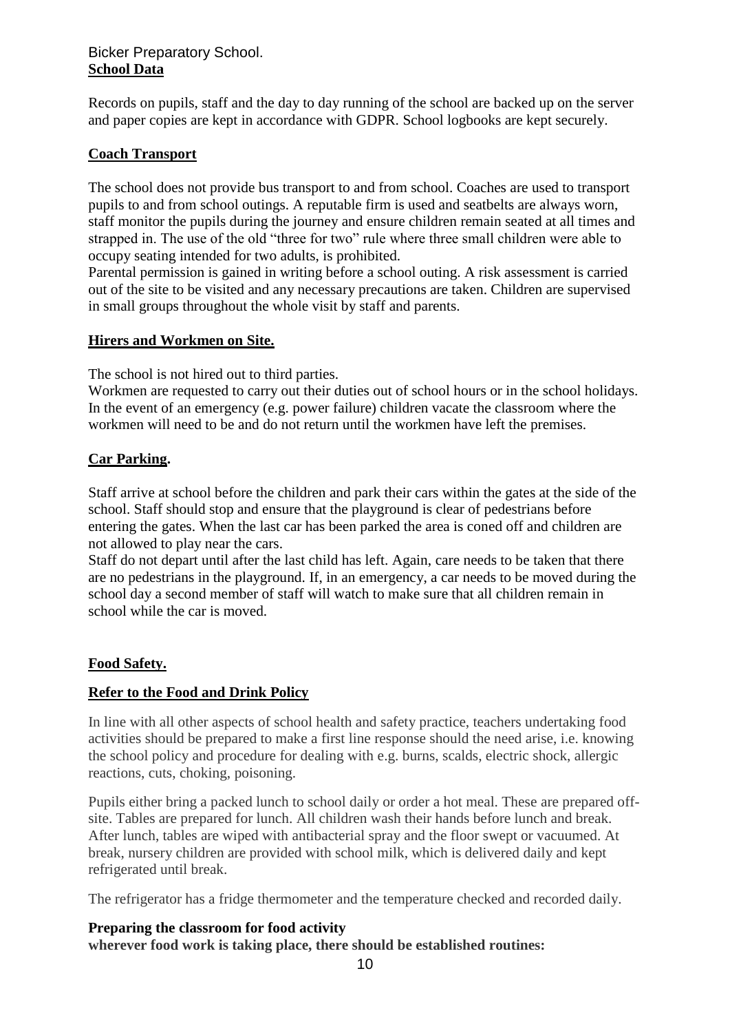Bicker Preparatory School.

**School Data**

Records on pupils, staff and the day to day running of the school are backed up on the server and paper copies are kept in accordance with GDPR. School logbooks are kept securely.

**Coach Transport**

The school does not provide bus transport to and from school. Coaches are used to transport pupils to and from school outings. A reputable firm is used and seatbelts are always worn, staff monitor the pupils during the journey and ensure children remain seated at all times and strapped in. The use of the old "three for two" rule where three small children were able to occupy seating intended for two adults, is prohibited.

Parental permission is gained in writing before a school outing. A risk assessment is carried out of the site to be visited and any necessary precautions are taken. Children are supervised in small groups throughout the whole visit by staff and parents.

**Hirers and Workmen on Site.**

The school is not hired out to third parties.

Workmen are requested to carry out their duties out of school hours or in the school holidays. In the event of an emergency (e.g. power failure) children vacate the classroom where the workmen will need to be and do not return until the workmen have left the premises.

**Car Parking.**

Staff arrive at school before the children and park their cars within the gates at the side of the school. Staff should stop and ensure that the playground is clear of pedestrians before entering the gates. When the last car has been parked the area is coned off and children are not allowed to play near the cars.

Staff do not depart until after the last child has left. Again, care needs to be taken that there are no pedestrians in the playground. If, in an emergency, a car needs to be moved during the school day a second member of staff will watch to make sure that all children remain in school while the car is moved.

**Food Safety.**

**Refer to the Food and Drink Policy**

In line with all other aspects of school health and safety practice, teachers undertaking food activities should be prepared to make a first line response should the need arise, i.e. knowing the school policy and procedure for dealing with e.g. burns, scalds, electric shock, allergic reactions, cuts, choking, poisoning.

Pupils either bring a packed lunch to school daily or order a hot meal. These are prepared off-site. Tables are prepared for lunch. All children wash their hands before lunch and break. After lunch, tables are wiped with antibacterial spray and the floor swept or vacuumed. At break, nursery children are provided with school milk, which is delivered daily and kept refrigerated until break.

The refrigerator has a fridge thermometer and the temperature checked and recorded daily.

**Preparing the classroom for food activity**

**wherever food work is taking place, there should be established routines:**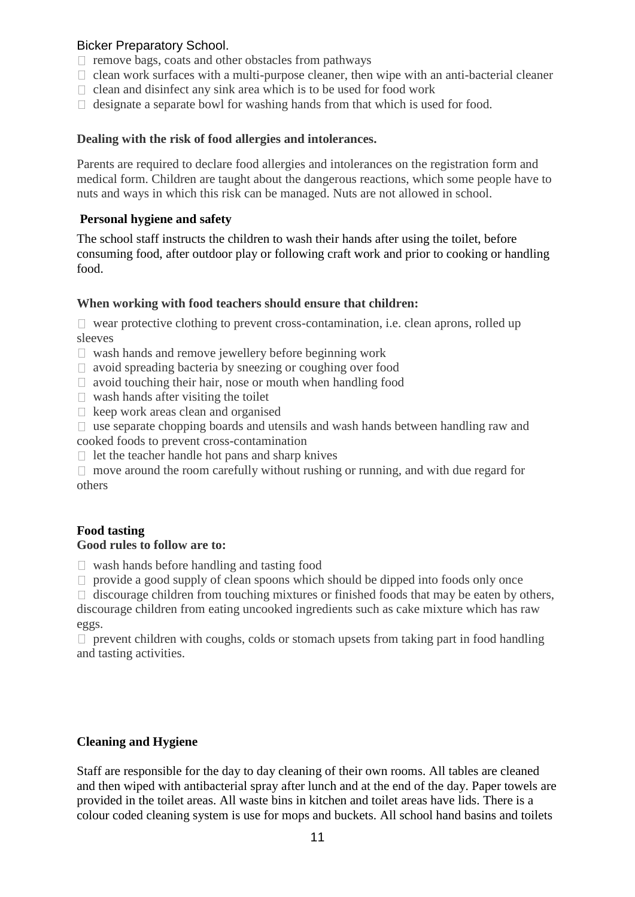Bicker Preparatory School.

- remove bags, coats and other obstacles from pathways
- clean work surfaces with a multi-purpose cleaner, then wipe with an anti-bacterial cleaner
- clean and disinfect any sink area which is to be used for food work
- designate a separate bowl for washing hands from that which is used for food.

**Dealing with the risk of food allergies and intolerances.**

Parents are required to declare food allergies and intolerances on the registration form and medical form. Children are taught about the dangerous reactions, which some people have to nuts and ways in which this risk can be managed. Nuts are not allowed in school.

**Personal hygiene and safety**

The school staff instructs the children to wash their hands after using the toilet, before consuming food, after outdoor play or following craft work and prior to cooking or handling food.

**When working with food teachers should ensure that children:**

- wear protective clothing to prevent cross-contamination, i.e. clean aprons, rolled up sleeves
- wash hands and remove jewellery before beginning work
- avoid spreading bacteria by sneezing or coughing over food
- avoid touching their hair, nose or mouth when handling food
- wash hands after visiting the toilet
- keep work areas clean and organised
- use separate chopping boards and utensils and wash hands between handling raw and cooked foods to prevent cross-contamination
- let the teacher handle hot pans and sharp knives
- move around the room carefully without rushing or running, and with due regard for others

**Food tasting**
**Good rules to follow are to:**

- wash hands before handling and tasting food
- provide a good supply of clean spoons which should be dipped into foods only once
- discourage children from touching mixtures or finished foods that may be eaten by others, discourage children from eating uncooked ingredients such as cake mixture which has raw eggs.
- prevent children with coughs, colds or stomach upsets from taking part in food handling and tasting activities.

**Cleaning and Hygiene**

Staff are responsible for the day to day cleaning of their own rooms. All tables are cleaned and then wiped with antibacterial spray after lunch and at the end of the day. Paper towels are provided in the toilet areas. All waste bins in kitchen and toilet areas have lids. There is a colour coded cleaning system is use for mops and buckets. All school hand basins and toilets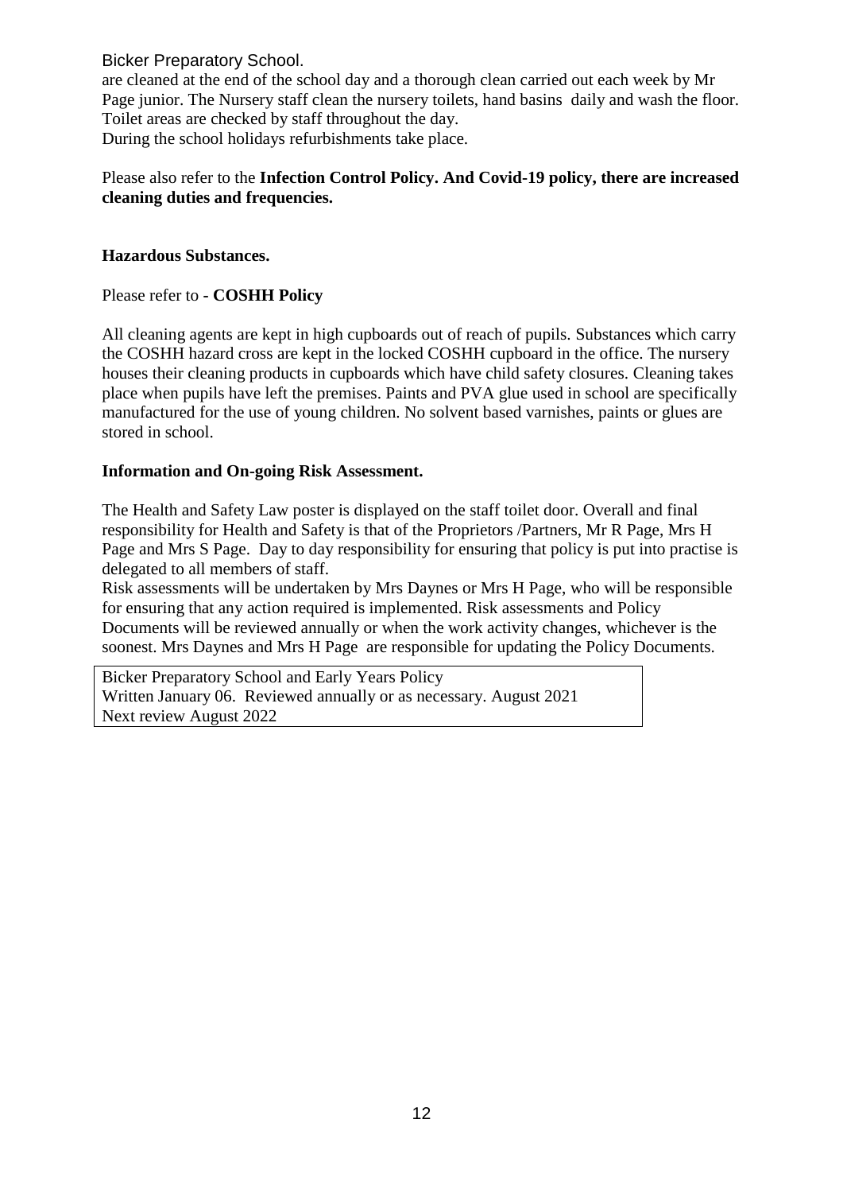are cleaned at the end of the school day and a thorough clean carried out each week by Mr Page junior. The Nursery staff clean the nursery toilets, hand basins daily and wash the floor. Toilet areas are checked by staff throughout the day.
During the school holidays refurbishments take place.

Please also refer to the **Infection Control Policy. And Covid-19 policy, there are increased cleaning duties and frequencies.**

**Hazardous Substances.**

Please refer to **- COSHH Policy**

All cleaning agents are kept in high cupboards out of reach of pupils. Substances which carry the COSHH hazard cross are kept in the locked COSHH cupboard in the office. The nursery houses their cleaning products in cupboards which have child safety closures. Cleaning takes place when pupils have left the premises. Paints and PVA glue used in school are specifically manufactured for the use of young children. No solvent based varnishes, paints or glues are stored in school.

**Information and On-going Risk Assessment.**

The Health and Safety Law poster is displayed on the staff toilet door. Overall and final responsibility for Health and Safety is that of the Proprietors /Partners, Mr R Page, Mrs H Page and Mrs S Page. Day to day responsibility for ensuring that policy is put into practise is delegated to all members of staff.
Risk assessments will be undertaken by Mrs Daynes or Mrs H Page, who will be responsible for ensuring that any action required is implemented. Risk assessments and Policy Documents will be reviewed annually or when the work activity changes, whichever is the soonest. Mrs Daynes and Mrs H Page are responsible for updating the Policy Documents.

Bicker Preparatory School and Early Years Policy
Written January 06. Reviewed annually or as necessary. August 2021
Next review August 2022